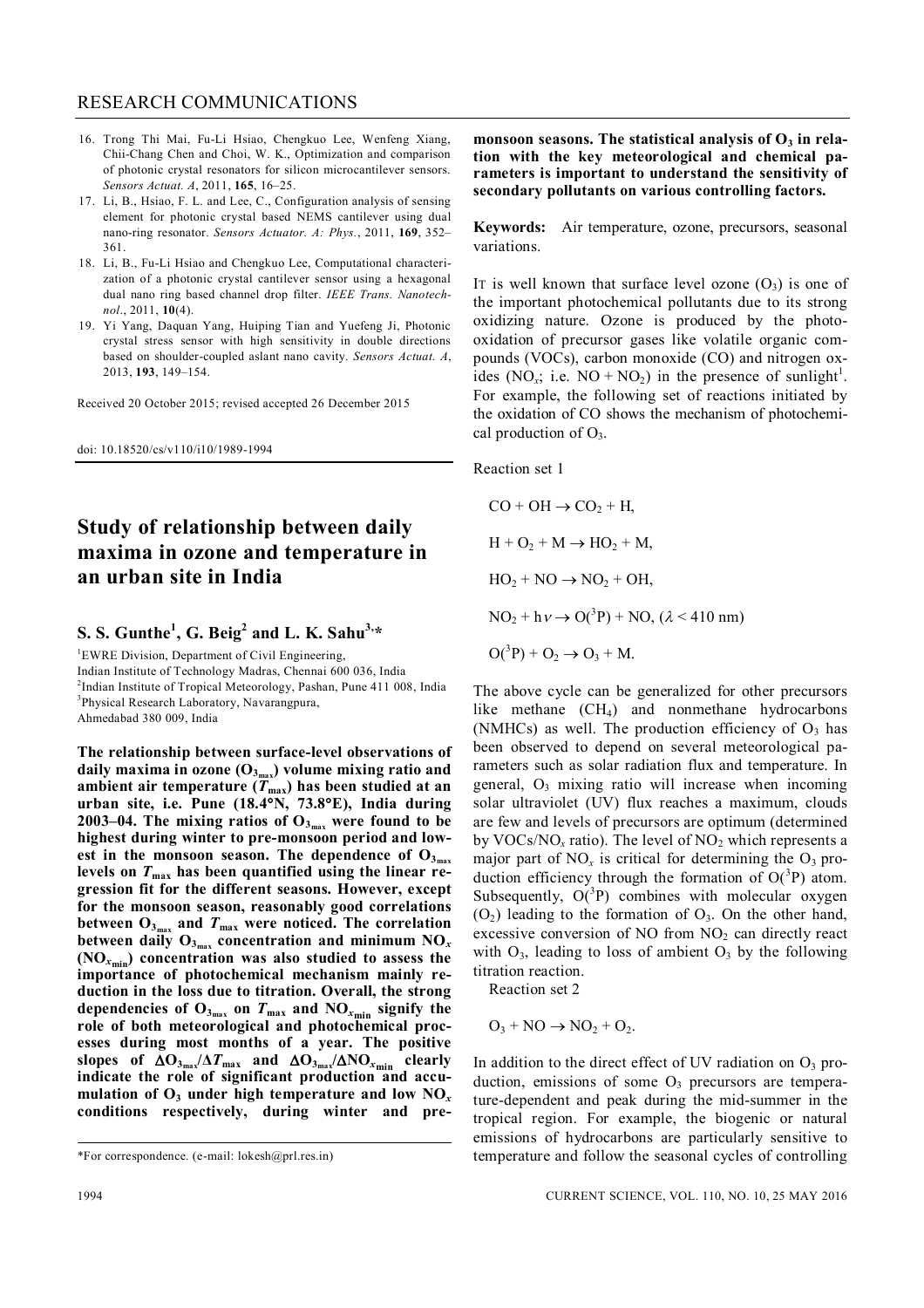16. Trong Thi Mai, Fu-Li Hsiao, Chengkuo Lee, Wenfeng Xiang, Chii-Chang Chen and Choi, W. K., Optimization and comparison of photonic crystal resonators for silicon microcantilever sensors. *Sensors Actuat. A*, 2011, **165**, 16–25.
17. Li, B., Hsiao, F. L. and Lee, C., Configuration analysis of sensing element for photonic crystal based NEMS cantilever using dual nano-ring resonator. *Sensors Actuator. A: Phys.*, 2011, **169**, 352–361.
18. Li, B., Fu-Li Hsiao and Chengkuo Lee, Computational characterization of a photonic crystal cantilever sensor using a hexagonal dual nano ring based channel drop filter. *IEEE Trans. Nanotechnol.*, 2011, **10**(4).
19. Yi Yang, Daquan Yang, Huiping Tian and Yuefeng Ji, Photonic crystal stress sensor with high sensitivity in double directions based on shoulder-coupled aslant nano cavity. *Sensors Actuat. A*, 2013, **193**, 149–154.

Received 20 October 2015; revised accepted 26 December 2015

doi: 10.18520/cs/v110/i10/1989-1994

# Study of relationship between daily maxima in ozone and temperature in an urban site in India

## S. S. Gunthe[1], G. Beig[2] and L. K. Sahu[3,*]

[1]EWRE Division, Department of Civil Engineering, Indian Institute of Technology Madras, Chennai 600 036, India
[2]Indian Institute of Tropical Meteorology, Pashan, Pune 411 008, India
[3]Physical Research Laboratory, Navarangpura, Ahmedabad 380 009, India

**The relationship between surface-level observations of daily maxima in ozone ($O_{3_{max}}$) volume mixing ratio and ambient air temperature ($T_{max}$) has been studied at an urban site, i.e. Pune (18.4°N, 73.8°E), India during 2003–04. The mixing ratios of $O_{3_{max}}$ were found to be highest during winter to pre-monsoon period and lowest in the monsoon season. The dependence of $O_{3_{max}}$ levels on $T_{max}$ has been quantified using the linear regression fit for the different seasons. However, except for the monsoon season, reasonably good correlations between $O_{3_{max}}$ and $T_{max}$ were noticed. The correlation between daily $O_{3_{max}}$ concentration and minimum $NO_x$ ($NO_{x_{min}}$) concentration was also studied to assess the importance of photochemical mechanism mainly reduction in the loss due to titration. Overall, the strong dependencies of $O_{3_{max}}$ on $T_{max}$ and $NO_{x_{min}}$ signify the role of both meteorological and photochemical processes during most months of a year. The positive slopes of $\Delta O_{3_{max}}/\Delta T_{max}$ and $\Delta O_{3_{max}}/\Delta NO_{x_{min}}$ clearly indicate the role of significant production and accumulation of $O_3$ under high temperature and low $NO_x$ conditions respectively, during winter and pre-monsoon seasons. The statistical analysis of $O_3$ in relation with the key meteorological and chemical parameters is important to understand the sensitivity of secondary pollutants on various controlling factors.**

**Keywords:** Air temperature, ozone, precursors, seasonal variations.

IT is well known that surface level ozone ($O_3$) is one of the important photochemical pollutants due to its strong oxidizing nature. Ozone is produced by the photo-oxidation of precursor gases like volatile organic compounds (VOCs), carbon monoxide (CO) and nitrogen oxides ($NO_x$; i.e. $NO + NO_2$) in the presence of sunlight[1]. For example, the following set of reactions initiated by the oxidation of CO shows the mechanism of photochemical production of $O_3$.

Reaction set 1

$$CO + OH \rightarrow CO_2 + H,$$

$$H + O_2 + M \rightarrow HO_2 + M,$$

$$HO_2 + NO \rightarrow NO_2 + OH,$$

$$NO_2 + h\nu \rightarrow O(^3P) + NO, \ (\lambda < 410 \text{ nm})$$

$$O(^3P) + O_2 \rightarrow O_3 + M.$$

The above cycle can be generalized for other precursors like methane ($CH_4$) and nonmethane hydrocarbons (NMHCs) as well. The production efficiency of $O_3$ has been observed to depend on several meteorological parameters such as solar radiation flux and temperature. In general, $O_3$ mixing ratio will increase when incoming solar ultraviolet (UV) flux reaches a maximum, clouds are few and levels of precursors are optimum (determined by VOCs/$NO_x$ ratio). The level of $NO_2$ which represents a major part of $NO_x$ is critical for determining the $O_3$ production efficiency through the formation of $O(^3P)$ atom. Subsequently, $O(^3P)$ combines with molecular oxygen ($O_2$) leading to the formation of $O_3$. On the other hand, excessive conversion of NO from $NO_2$ can directly react with $O_3$, leading to loss of ambient $O_3$ by the following titration reaction.

Reaction set 2

$$O_3 + NO \rightarrow NO_2 + O_2.$$

In addition to the direct effect of UV radiation on $O_3$ production, emissions of some $O_3$ precursors are temperature-dependent and peak during the mid-summer in the tropical region. For example, the biogenic or natural emissions of hydrocarbons are particularly sensitive to temperature and follow the seasonal cycles of controlling

*For correspondence. (e-mail: lokesh@prl.res.in)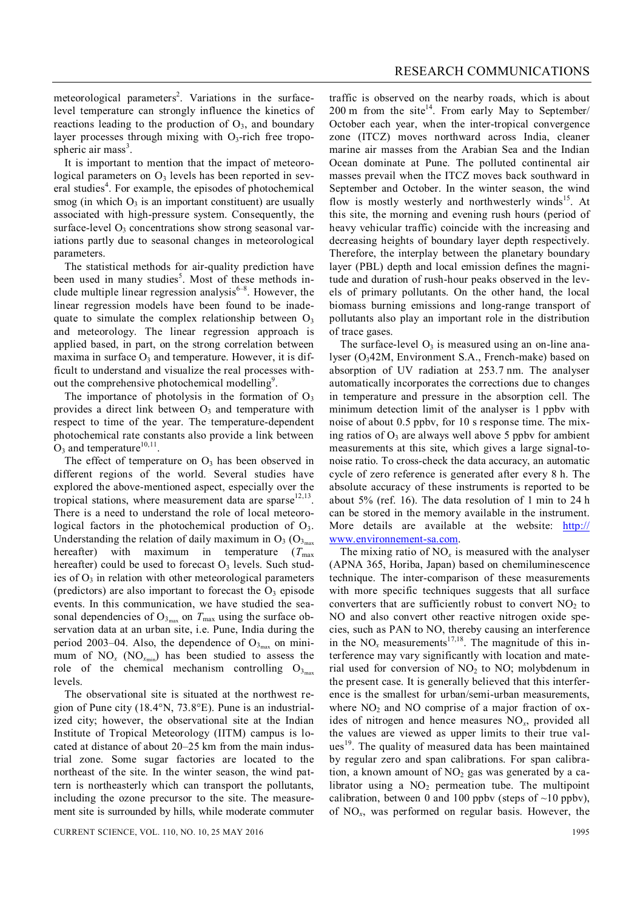meteorological parameters[2]. Variations in the surface-level temperature can strongly influence the kinetics of reactions leading to the production of $O_3$, and boundary layer processes through mixing with $O_3$-rich free tropospheric air mass[3].

It is important to mention that the impact of meteorological parameters on $O_3$ levels has been reported in several studies[4]. For example, the episodes of photochemical smog (in which $O_3$ is an important constituent) are usually associated with high-pressure system. Consequently, the surface-level $O_3$ concentrations show strong seasonal variations partly due to seasonal changes in meteorological parameters.

The statistical methods for air-quality prediction have been used in many studies[5]. Most of these methods include multiple linear regression analysis[6–8]. However, the linear regression models have been found to be inadequate to simulate the complex relationship between $O_3$ and meteorology. The linear regression approach is applied based, in part, on the strong correlation between maxima in surface $O_3$ and temperature. However, it is difficult to understand and visualize the real processes without the comprehensive photochemical modelling[9].

The importance of photolysis in the formation of $O_3$ provides a direct link between $O_3$ and temperature with respect to time of the year. The temperature-dependent photochemical rate constants also provide a link between $O_3$ and temperature[10,11].

The effect of temperature on $O_3$ has been observed in different regions of the world. Several studies have explored the above-mentioned aspect, especially over the tropical stations, where measurement data are sparse[12,13]. There is a need to understand the role of local meteorological factors in the photochemical production of $O_3$. Understanding the relation of daily maximum in $O_3$ ($O_{3_{max}}$ hereafter) with maximum in temperature ($T_{max}$ hereafter) could be used to forecast $O_3$ levels. Such studies of $O_3$ in relation with other meteorological parameters (predictors) are also important to forecast the $O_3$ episode events. In this communication, we have studied the seasonal dependencies of $O_{3_{max}}$ on $T_{max}$ using the surface observation data at an urban site, i.e. Pune, India during the period 2003–04. Also, the dependence of $O_{3_{max}}$ on minimum of $NO_x$ ($NO_{x_{min}}$) has been studied to assess the role of the chemical mechanism controlling $O_{3_{max}}$ levels.

The observational site is situated at the northwest region of Pune city (18.4°N, 73.8°E). Pune is an industrialized city; however, the observational site at the Indian Institute of Tropical Meteorology (IITM) campus is located at distance of about 20–25 km from the main industrial zone. Some sugar factories are located to the northeast of the site. In the winter season, the wind pattern is northeasterly which can transport the pollutants, including the ozone precursor to the site. The measurement site is surrounded by hills, while moderate commuter traffic is observed on the nearby roads, which is about 200 m from the site[14]. From early May to September/October each year, when the inter-tropical convergence zone (ITCZ) moves northward across India, cleaner marine air masses from the Arabian Sea and the Indian Ocean dominate at Pune. The polluted continental air masses prevail when the ITCZ moves back southward in September and October. In the winter season, the wind flow is mostly westerly and northwesterly winds[15]. At this site, the morning and evening rush hours (period of heavy vehicular traffic) coincide with the increasing and decreasing heights of boundary layer depth respectively. Therefore, the interplay between the planetary boundary layer (PBL) depth and local emission defines the magnitude and duration of rush-hour peaks observed in the levels of primary pollutants. On the other hand, the local biomass burning emissions and long-range transport of pollutants also play an important role in the distribution of trace gases.

The surface-level $O_3$ is measured using an on-line analyser ($O_3$42M, Environment S.A., French-make) based on absorption of UV radiation at 253.7 nm. The analyser automatically incorporates the corrections due to changes in temperature and pressure in the absorption cell. The minimum detection limit of the analyser is 1 ppbv with noise of about 0.5 ppbv, for 10 s response time. The mixing ratios of $O_3$ are always well above 5 ppbv for ambient measurements at this site, which gives a large signal-to-noise ratio. To cross-check the data accuracy, an automatic cycle of zero reference is generated after every 8 h. The absolute accuracy of these instruments is reported to be about 5% (ref. 16). The data resolution of 1 min to 24 h can be stored in the memory available in the instrument. More details are available at the website: http://www.environnement-sa.com.

The mixing ratio of $NO_x$ is measured with the analyser (APNA 365, Horiba, Japan) based on chemiluminescence technique. The inter-comparison of these measurements with more specific techniques suggests that all surface converters that are sufficiently robust to convert $NO_2$ to NO and also convert other reactive nitrogen oxide species, such as PAN to NO, thereby causing an interference in the $NO_x$ measurements[17,18]. The magnitude of this interference may vary significantly with location and material used for conversion of $NO_2$ to NO; molybdenum in the present case. It is generally believed that this interference is the smallest for urban/semi-urban measurements, where $NO_2$ and NO comprise of a major fraction of oxides of nitrogen and hence measures $NO_x$, provided all the values are viewed as upper limits to their true values[19]. The quality of measured data has been maintained by regular zero and span calibrations. For span calibration, a known amount of $NO_2$ gas was generated by a calibrator using a $NO_2$ permeation tube. The multipoint calibration, between 0 and 100 ppbv (steps of ~10 ppbv), of $NO_x$, was performed on regular basis. However, the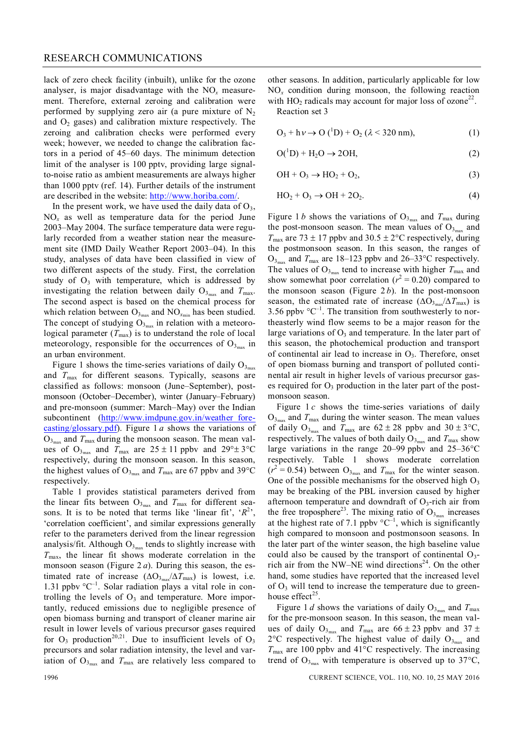lack of zero check facility (inbuilt), unlike for the ozone analyser, is major disadvantage with the $NO_x$ measurement. Therefore, external zeroing and calibration were performed by supplying zero air (a pure mixture of $N_2$ and $O_2$ gases) and calibration mixture respectively. The zeroing and calibration checks were performed every week; however, we needed to change the calibration factors in a period of 45–60 days. The minimum detection limit of the analyser is 100 pptv, providing large signal-to-noise ratio as ambient measurements are always higher than 1000 pptv (ref. 14). Further details of the instrument are described in the website: http://www.horiba.com/.

In the present work, we have used the daily data of $O_3$, $NO_x$ as well as temperature data for the period June 2003–May 2004. The surface temperature data were regularly recorded from a weather station near the measurement site (IMD Daily Weather Report 2003–04). In this study, analyses of data have been classified in view of two different aspects of the study. First, the correlation study of $O_3$ with temperature, which is addressed by investigating the relation between daily $O_{3_{max}}$ and $T_{max}$. The second aspect is based on the chemical process for which relation between $O_{3_{max}}$ and $NO_{x_{min}}$ has been studied. The concept of studying $O_{3_{max}}$ in relation with a meteorological parameter ($T_{max}$) is to understand the role of local meteorology, responsible for the occurrences of $O_{3_{max}}$ in an urban environment.

Figure 1 shows the time-series variations of daily $O_{3_{max}}$ and $T_{max}$ for different seasons. Typically, seasons are classified as follows: monsoon (June–September), post-monsoon (October–December), winter (January–February) and pre-monsoon (summer: March–May) over the Indian subcontinent (http://www.imdpune.gov.in/weather_forecasting/glossary.pdf). Figure 1 *a* shows the variations of $O_{3_{max}}$ and $T_{max}$ during the monsoon season. The mean values of $O_{3_{max}}$ and $T_{max}$ are 25 ± 11 ppbv and 29°± 3°C respectively, during the monsoon season. In this season, the highest values of $O_{3_{max}}$ and $T_{max}$ are 67 ppbv and 39°C respectively.

Table 1 provides statistical parameters derived from the linear fits between $O_{3_{max}}$ and $T_{max}$ for different seasons. It is to be noted that terms like 'linear fit', '$R^2$', 'correlation coefficient', and similar expressions generally refer to the parameters derived from the linear regression analysis/fit. Although $O_{3_{max}}$ tends to slightly increase with $T_{max}$, the linear fit shows moderate correlation in the monsoon season (Figure 2 *a*). During this season, the estimated rate of increase ($\Delta O_{3_{max}}/\Delta T_{max}$) is lowest, i.e. 1.31 ppbv °C$^{-1}$. Solar radiation plays a vital role in controlling the levels of $O_3$ and temperature. More importantly, reduced emissions due to negligible presence of open biomass burning and transport of cleaner marine air result in lower levels of various precursor gases required for $O_3$ production[20,21]. Due to insufficient levels of $O_3$ precursors and solar radiation intensity, the level and variation of $O_{3_{max}}$ and $T_{max}$ are relatively less compared to other seasons. In addition, particularly applicable for low $NO_x$ condition during monsoon, the following reaction with $HO_2$ radicals may account for major loss of ozone[22].

Reaction set 3

$$O_3 + h\nu \rightarrow O(^1D) + O_2 \; (\lambda < 320 \text{ nm}), \quad (1)$$

$$O(^1D) + H_2O \rightarrow 2OH, \quad (2)$$

$$OH + O_3 \rightarrow HO_2 + O_2, \quad (3)$$

$$HO_2 + O_3 \rightarrow OH + 2O_2. \quad (4)$$

Figure 1 *b* shows the variations of $O_{3_{max}}$ and $T_{max}$ during the post-monsoon season. The mean values of $O_{3_{max}}$ and $T_{max}$ are 73 ± 17 ppbv and 30.5 ± 2°C respectively, during the postmonsoon season. In this season, the ranges of $O_{3_{max}}$ and $T_{max}$ are 18–123 ppbv and 26–33°C respectively. The values of $O_{3_{max}}$ tend to increase with higher $T_{max}$ and show somewhat poor correlation ($r^2$ = 0.20) compared to the monsoon season (Figure 2 *b*). In the post-monsoon season, the estimated rate of increase ($\Delta O_{3_{max}}/\Delta T_{max}$) is 3.56 ppbv °C$^{-1}$. The transition from southwesterly to northeasterly wind flow seems to be a major reason for the large variations of $O_3$ and temperature. In the later part of this season, the photochemical production and transport of continental air lead to increase in $O_3$. Therefore, onset of open biomass burning and transport of polluted continental air result in higher levels of various precursor gases required for $O_3$ production in the later part of the post-monsoon season.

Figure 1 *c* shows the time-series variations of daily $O_{3_{max}}$ and $T_{max}$ during the winter season. The mean values of daily $O_{3_{max}}$ and $T_{max}$ are 62 ± 28 ppbv and 30 ± 3°C, respectively. The values of both daily $O_{3_{max}}$ and $T_{max}$ show large variations in the range 20–99 ppbv and 25–36°C respectively. Table 1 shows moderate correlation ($r^2$ = 0.54) between $O_{3_{max}}$ and $T_{max}$ for the winter season. One of the possible mechanisms for the observed high $O_3$ may be breaking of the PBL inversion caused by higher afternoon temperature and downdraft of $O_3$-rich air from the free troposphere[23]. The mixing ratio of $O_{3_{max}}$ increases at the highest rate of 7.1 ppbv °C$^{-1}$, which is significantly high compared to monsoon and postmonsoon seasons. In the later part of the winter season, the high baseline value could also be caused by the transport of continental $O_3$-rich air from the NW–NE wind directions[24]. On the other hand, some studies have reported that the increased level of $O_3$ will tend to increase the temperature due to greenhouse effect[25].

Figure 1 *d* shows the variations of daily $O_{3_{max}}$ and $T_{max}$ for the pre-monsoon season. In this season, the mean values of daily $O_{3_{max}}$ and $T_{max}$ are 66 ± 23 ppbv and 37 ± 2°C respectively. The highest value of daily $O_{3_{max}}$ and $T_{max}$ are 100 ppbv and 41°C respectively. The increasing trend of $O_{3_{max}}$ with temperature is observed up to 37°C,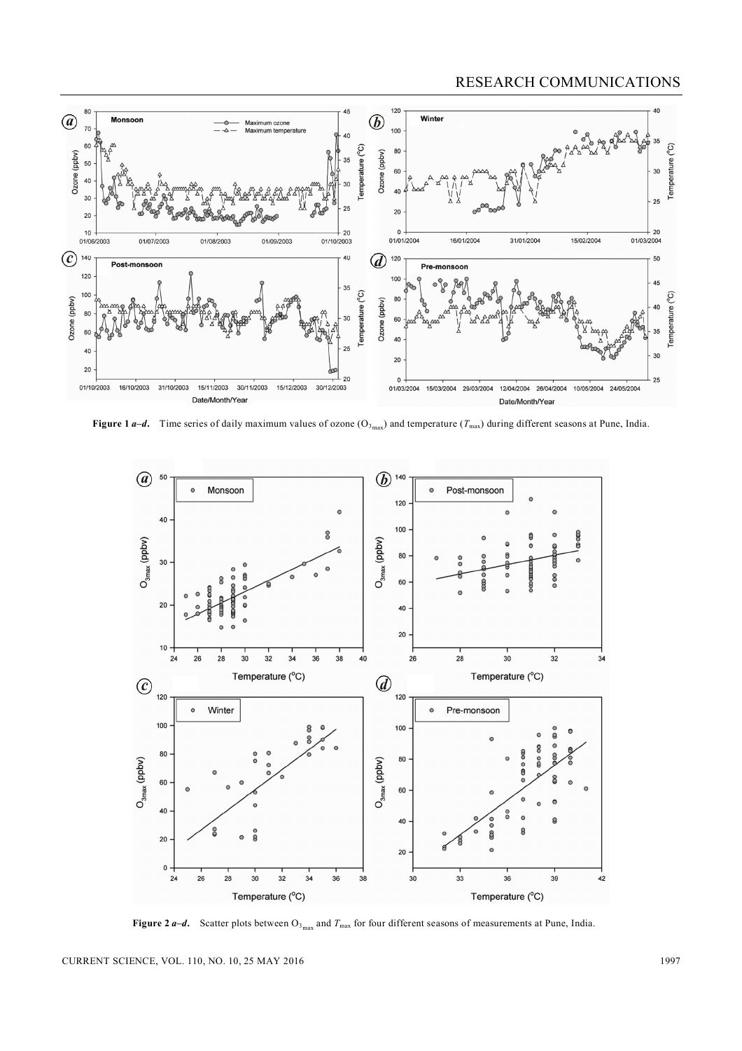**Figure 1 *a–d*.** Time series of daily maximum values of ozone ($O_{3_{max}}$) and temperature ($T_{max}$) during different seasons at Pune, India.

**Figure 2 *a–d*.** Scatter plots between $O_{3_{max}}$ and $T_{max}$ for four different seasons of measurements at Pune, India.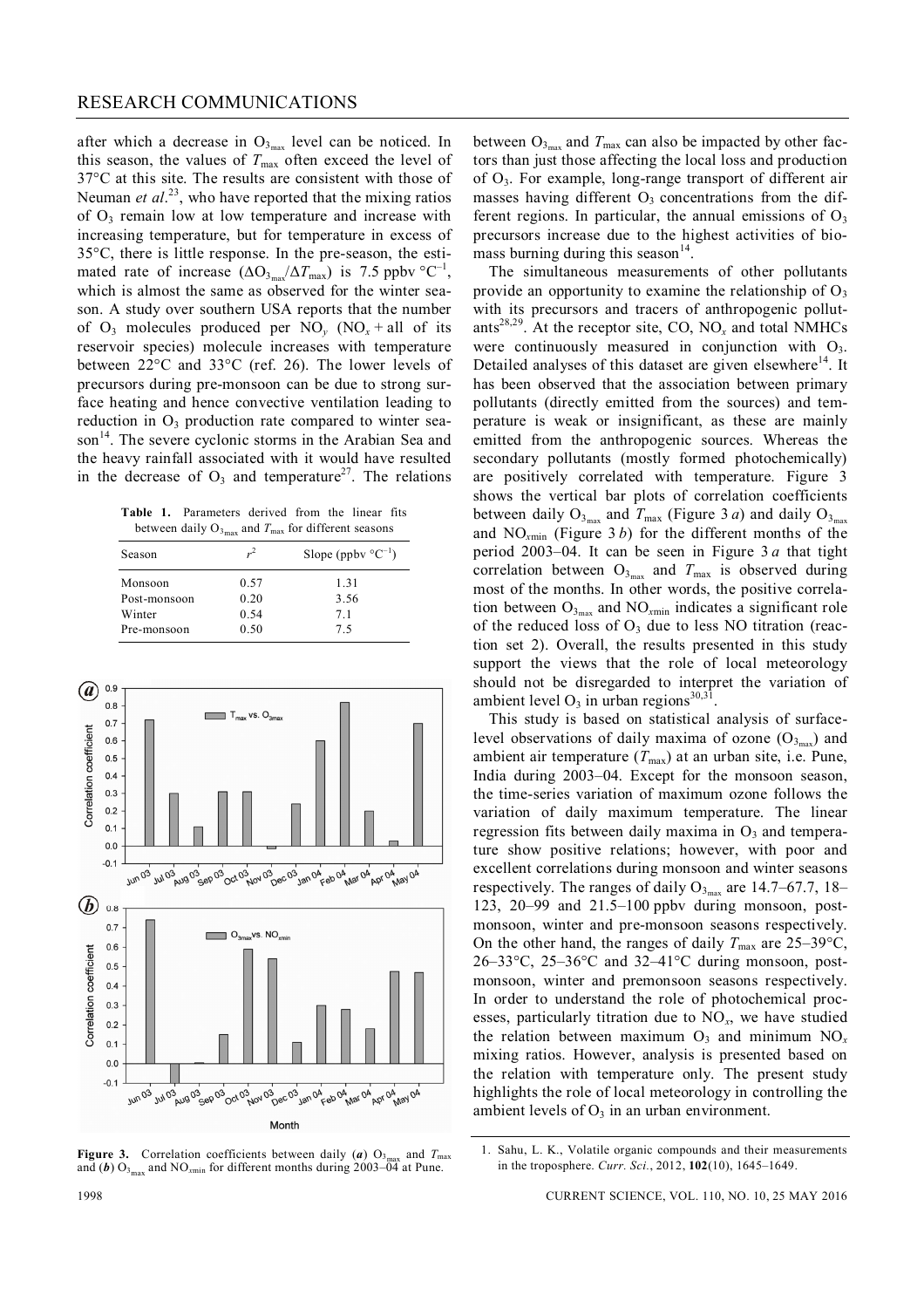after which a decrease in $O_{3_{max}}$ level can be noticed. In this season, the values of $T_{max}$ often exceed the level of 37°C at this site. The results are consistent with those of Neuman *et al*.[23], who have reported that the mixing ratios of $O_3$ remain low at low temperature and increase with increasing temperature, but for temperature in excess of 35°C, there is little response. In the pre-season, the estimated rate of increase ($\Delta O_{3_{max}}/\Delta T_{max}$) is 7.5 ppbv °C$^{-1}$, which is almost the same as observed for the winter season. A study over southern USA reports that the number of $O_3$ molecules produced per $NO_y$ ($NO_x$ + all of its reservoir species) molecule increases with temperature between 22°C and 33°C (ref. 26). The lower levels of precursors during pre-monsoon can be due to strong surface heating and hence convective ventilation leading to reduction in $O_3$ production rate compared to winter season[14]. The severe cyclonic storms in the Arabian Sea and the heavy rainfall associated with it would have resulted in the decrease of $O_3$ and temperature[27]. The relations

**Table 1.** Parameters derived from the linear fits between daily $O_{3_{max}}$ and $T_{max}$ for different seasons

| Season | $r^2$ | Slope (ppbv °C$^{-1}$) |
|---|---|---|
| Monsoon | 0.57 | 1.31 |
| Post-monsoon | 0.20 | 3.56 |
| Winter | 0.54 | 7.1 |
| Pre-monsoon | 0.50 | 7.5 |

**Figure 3.** Correlation coefficients between daily (***a***) $O_{3_{max}}$ and $T_{max}$ and (***b***) $O_{3_{max}}$ and $NO_{xmin}$ for different months during 2003–04 at Pune.

between $O_{3_{max}}$ and $T_{max}$ can also be impacted by other factors than just those affecting the local loss and production of $O_3$. For example, long-range transport of different air masses having different $O_3$ concentrations from the different regions. In particular, the annual emissions of $O_3$ precursors increase due to the highest activities of biomass burning during this season[14].

The simultaneous measurements of other pollutants provide an opportunity to examine the relationship of $O_3$ with its precursors and tracers of anthropogenic pollutants[28,29]. At the receptor site, CO, $NO_x$ and total NMHCs were continuously measured in conjunction with $O_3$. Detailed analyses of this dataset are given elsewhere[14]. It has been observed that the association between primary pollutants (directly emitted from the sources) and temperature is weak or insignificant, as these are mainly emitted from the anthropogenic sources. Whereas the secondary pollutants (mostly formed photochemically) are positively correlated with temperature. Figure 3 shows the vertical bar plots of correlation coefficients between daily $O_{3_{max}}$ and $T_{max}$ (Figure 3 *a*) and daily $O_{3_{max}}$ and $NO_{xmin}$ (Figure 3 *b*) for the different months of the period 2003–04. It can be seen in Figure 3 *a* that tight correlation between $O_{3_{max}}$ and $T_{max}$ is observed during most of the months. In other words, the positive correlation between $O_{3_{max}}$ and $NO_{xmin}$ indicates a significant role of the reduced loss of $O_3$ due to less NO titration (reaction set 2). Overall, the results presented in this study support the views that the role of local meteorology should not be disregarded to interpret the variation of ambient level $O_3$ in urban regions[30,31].

This study is based on statistical analysis of surface-level observations of daily maxima of ozone ($O_{3_{max}}$) and ambient air temperature ($T_{max}$) at an urban site, i.e. Pune, India during 2003–04. Except for the monsoon season, the time-series variation of maximum ozone follows the variation of daily maximum temperature. The linear regression fits between daily maxima in $O_3$ and temperature show positive relations; however, with poor and excellent correlations during monsoon and winter seasons respectively. The ranges of daily $O_{3_{max}}$ are 14.7–67.7, 18–123, 20–99 and 21.5–100 ppbv during monsoon, post-monsoon, winter and pre-monsoon seasons respectively. On the other hand, the ranges of daily $T_{max}$ are 25–39°C, 26–33°C, 25–36°C and 32–41°C during monsoon, post-monsoon, winter and premonsoon seasons respectively. In order to understand the role of photochemical processes, particularly titration due to $NO_x$, we have studied the relation between maximum $O_3$ and minimum $NO_x$ mixing ratios. However, analysis is presented based on the relation with temperature only. The present study highlights the role of local meteorology in controlling the ambient levels of $O_3$ in an urban environment.

1. Sahu, L. K., Volatile organic compounds and their measurements in the troposphere. *Curr. Sci.*, 2012, **102**(10), 1645–1649.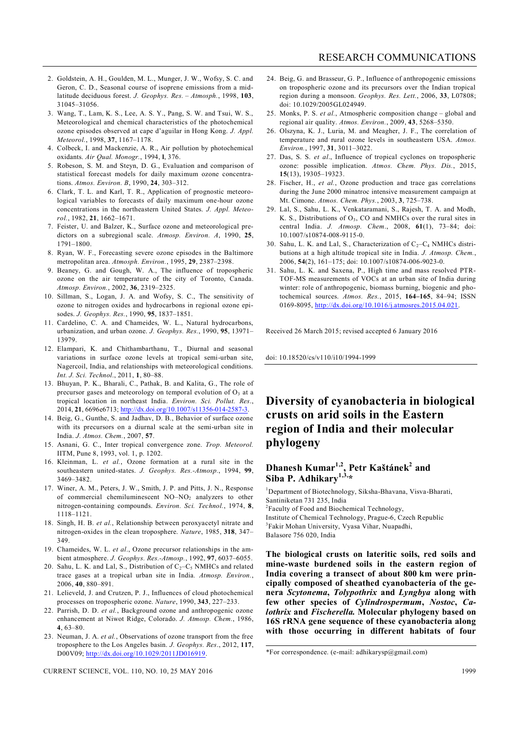2. Goldstein, A. H., Goulden, M. L., Munger, J. W., Wofsy, S. C. and Geron, C. D., Seasonal course of isoprene emissions from a mid-latitude deciduous forest. *J. Geophys. Res. – Atmosph.*, 1998, **103**, 31045–31056.
3. Wang, T., Lam, K. S., Lee, A. S. Y., Pang, S. W. and Tsui, W. S., Meteorological and chemical characteristics of the photochemical ozone episodes observed at cape d'aguilar in Hong Kong. *J. Appl. Meteorol.*, 1998, **37**, 1167–1178.
4. Colbeck, I. and Mackenzie, A. R., Air pollution by photochemical oxidants. *Air Qual. Monogr.*, 1994, **I**, 376.
5. Robeson, S. M. and Steyn, D. G., Evaluation and comparison of statistical forecast models for daily maximum ozone concentrations. *Atmos. Environ. B*, 1990, **24**, 303–312.
6. Clark, T. L. and Karl, T. R., Application of prognostic meteorological variables to forecasts of daily maximum one-hour ozone concentrations in the northeastern United States. *J. Appl. Meteorol.*, 1982, **21**, 1662–1671.
7. Feister, U. and Balzer, K., Surface ozone and meteorological predictors on a subregional scale. *Atmosp. Environ. A*, 1990, **25**, 1791–1800.
8. Ryan, W. F., Forecasting severe ozone episodes in the Baltimore metropolitan area. *Atmosph. Environ.*, 1995, **29**, 2387–2398.
9. Beaney, G. and Gough, W. A., The influence of tropospheric ozone on the air temperature of the city of Toronto, Canada. *Atmosp. Environ.*, 2002, **36**, 2319–2325.
10. Sillman, S., Logan, J. A. and Wofsy, S. C., The sensitivity of ozone to nitrogen oxides and hydrocarbons in regional ozone episodes. *J. Geophys. Res.*, 1990, **95**, 1837–1851.
11. Cardelino, C. A. and Chameides, W. L., Natural hydrocarbons, urbanization, and urban ozone. *J. Geophys. Res.*, 1990, **95**, 13971–13979.
12. Elampari, K. and Chithambarthanu, T., Diurnal and seasonal variations in surface ozone levels at tropical semi-urban site, Nagercoil, India, and relationships with meteorological conditions. *Int. J. Sci. Technol.*, 2011, **1**, 80–88.
13. Bhuyan, P. K., Bharali, C., Pathak, B. and Kalita, G., The role of precursor gases and meteorology on temporal evolution of $O_3$ at a tropical location in northeast India. *Environ. Sci. Pollut. Res.*, 2014, **21**, 6696e6713; http://dx.doi.org/10.1007/s11356-014-2587-3.
14. Beig, G., Gunthe, S. and Jadhav, D. B., Behavior of surface ozone with its precursors on a diurnal scale at the semi-urban site in India. *J. Atmos. Chem.*, 2007, **57**.
15. Asnani, G. C., Inter tropical convergence zone. *Trop. Meteorol.* IITM, Pune 8, 1993, vol. 1, p. 1202.
16. Kleinman, L. *et al.*, Ozone formation at a rural site in the southeastern united-states. *J. Geophys. Res.-Atmosp.*, 1994, **99**, 3469–3482.
17. Winer, A. M., Peters, J. W., Smith, J. P. and Pitts, J. N., Response of commercial chemiluminescent NO–$NO_2$ analyzers to other nitrogen-containing compounds. *Environ. Sci. Technol.*, 1974, **8**, 1118–1121.
18. Singh, H. B. *et al.*, Relationship between peroxyacetyl nitrate and nitrogen-oxides in the clean troposphere. *Nature*, 1985, **318**, 347–349.
19. Chameides, W. L. *et al.*, Ozone precursor relationships in the ambient atmosphere. *J. Geophys. Res.-Atmosp.*, 1992, **97**, 6037–6055.
20. Sahu, L. K. and Lal, S., Distribution of $C_2$–$C_5$ NMHCs and related trace gases at a tropical urban site in India. *Atmosp. Environ.*, 2006, **40**, 880–891.
21. Lelieveld, J. and Crutzen, P. J., Influences of cloud photochemical processes on tropospheric ozone. *Nature*, 1990, **343**, 227–233.
22. Parrish, D. D. *et al.*, Background ozone and anthropogenic ozone enhancement at Niwot Ridge, Colorado. *J. Atmosp. Chem.*, 1986, **4**, 63–80.
23. Neuman, J. A. *et al.*, Observations of ozone transport from the free troposphere to the Los Angeles basin. *J. Geophys. Res*., 2012, **117**, D00V09; http://dx.doi.org/10.1029/2011JD016919.
24. Beig, G. and Brasseur, G. P., Influence of anthropogenic emissions on tropospheric ozone and its precursors over the Indian tropical region during a monsoon. *Geophys. Res. Lett.*, 2006, **33**, L07808; doi: 10.1029/2005GL024949.
25. Monks, P. S. *et al.*, Atmospheric composition change – global and regional air quality. *Atmos. Environ.*, 2009, **43**, 5268–5350.
26. Olszyna, K. J., Luria, M. and Meagher, J. F., The correlation of temperature and rural ozone levels in southeastern USA. *Atmos. Environ.*, 1997, **31**, 3011–3022.
27. Das, S. S. *et al.*, Influence of tropical cyclones on tropospheric ozone: possible implication. *Atmos. Chem. Phys. Dis.*, 2015, **15**(13), 19305–19323.
28. Fischer, H., *et al.*, Ozone production and trace gas correlations during the June 2000 minatroc intensive measurement campaign at Mt. Cimone. *Atmos. Chem. Phys.*, 2003, **3**, 725–738.
29. Lal, S., Sahu, L. K., Venkataramani, S., Rajesh, T. A. and Modh, K. S., Distributions of $O_3$, CO and NMHCs over the rural sites in central India. *J. Atmosp. Chem*., 2008, **61**(1), 73–84; doi: 10.1007/s10874-008-9115-0.
30. Sahu, L. K. and Lal, S., Characterization of $C_2$–$C_4$ NMHCs distributions at a high altitude tropical site in India. *J. Atmosp. Chem.*, 2006, **54**(2), 161–175; doi: 10.1007/s10874-006-9023-0.
31. Sahu, L. K. and Saxena, P., High time and mass resolved PTR-TOF-MS measurements of VOCs at an urban site of India during winter: role of anthropogenic, biomass burning, biogenic and photochemical sources. *Atmos. Res.*, 2015, **164–165**, 84–94; ISSN 0169-8095, http://dx.doi.org/10.1016/j.atmosres.2015.04.021.

Received 26 March 2015; revised accepted 6 January 2016

doi: 10.18520/cs/v110/i10/1994-1999

# Diversity of cyanobacteria in biological crusts on arid soils in the Eastern region of India and their molecular phylogeny

## Dhanesh Kumar[1,2], Petr Kaštánek[2] and Siba P. Adhikary[1,3,*]

[1]Department of Biotechnology, Siksha-Bhavana, Visva-Bharati, Santiniketan 731 235, India
[2]Faculty of Food and Biochemical Technology, Institute of Chemical Technology, Prague-6, Czech Republic
[3]Fakir Mohan University, Vyasa Vihar, Nuapadhi, Balasore 756 020, India

**The biological crusts on lateritic soils, red soils and mine-waste burdened soils in the eastern region of India covering a transect of about 800 km were principally composed of sheathed cyanobacteria of the genera *Scytonema*, *Tolypothrix* and *Lyngbya* along with few other species of *Cylindrospermum*, *Nostoc*, *Calothrix* and *Fischerella.* Molecular phylogeny based on 16S rRNA gene sequence of these cyanobacteria along with those occurring in different habitats of four**

*For correspondence. (e-mail: adhikarysp@gmail.com)